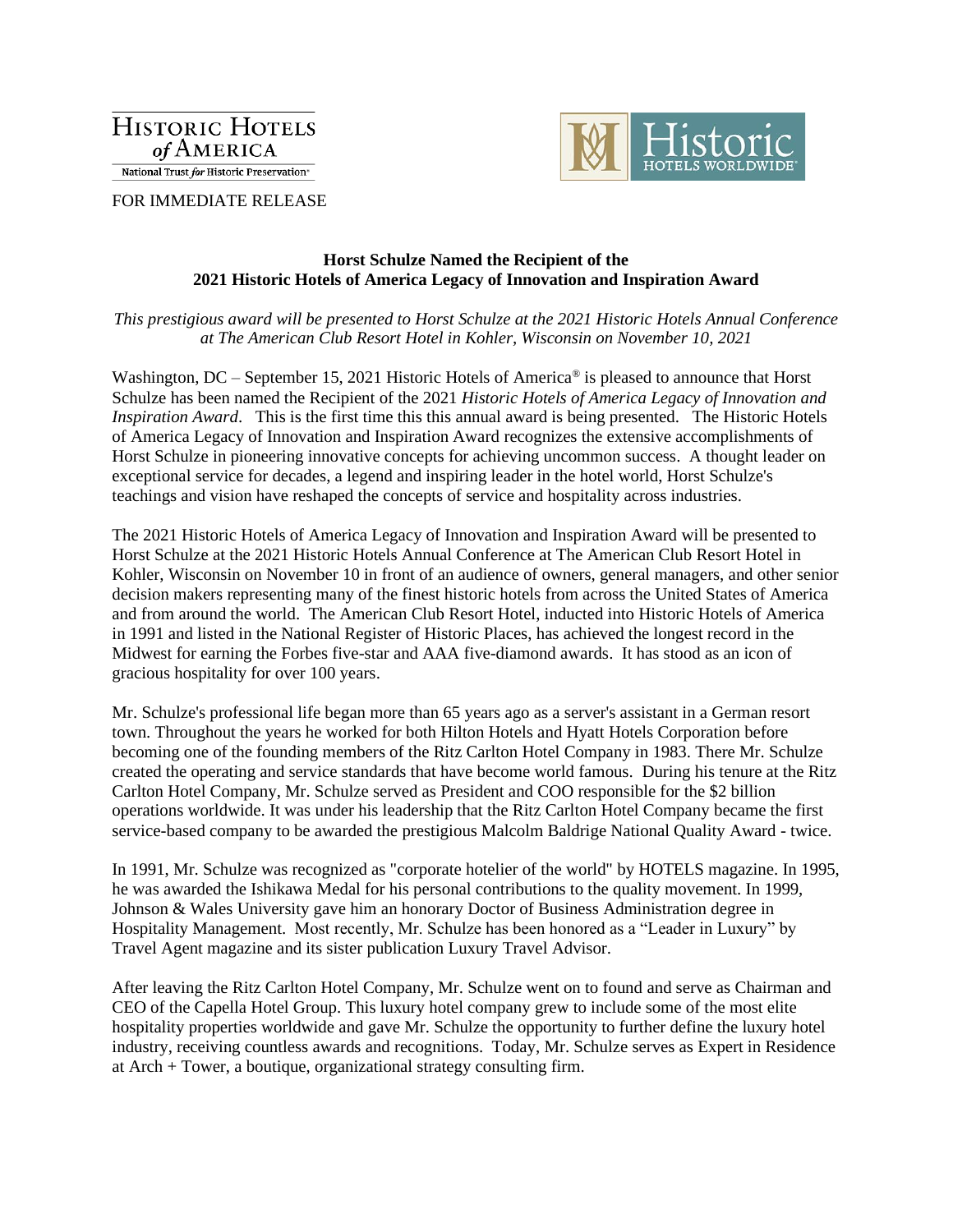HISTORIC HOTELS *of* AMERICA

National Trust *for* Historic Preservation®

Historic HOTELS WORLDWIDE®

FOR IMMEDIATE RELEASE

**Horst Schulze Named the Recipient of the 2021 Historic Hotels of America Legacy of Innovation and Inspiration Award**

*This prestigious award will be presented to Horst Schulze at the 2021 Historic Hotels Annual Conference at The American Club Resort Hotel in Kohler, Wisconsin on November 10, 2021*

Washington, DC – September 15, 2021 Historic Hotels of America® is pleased to announce that Horst Schulze has been named the Recipient of the 2021 *Historic Hotels of America Legacy of Innovation and Inspiration Award*. This is the first time this this annual award is being presented. The Historic Hotels of America Legacy of Innovation and Inspiration Award recognizes the extensive accomplishments of Horst Schulze in pioneering innovative concepts for achieving uncommon success. A thought leader on exceptional service for decades, a legend and inspiring leader in the hotel world, Horst Schulze's teachings and vision have reshaped the concepts of service and hospitality across industries.

The 2021 Historic Hotels of America Legacy of Innovation and Inspiration Award will be presented to Horst Schulze at the 2021 Historic Hotels Annual Conference at The American Club Resort Hotel in Kohler, Wisconsin on November 10 in front of an audience of owners, general managers, and other senior decision makers representing many of the finest historic hotels from across the United States of America and from around the world. The American Club Resort Hotel, inducted into Historic Hotels of America in 1991 and listed in the National Register of Historic Places, has achieved the longest record in the Midwest for earning the Forbes five-star and AAA five-diamond awards. It has stood as an icon of gracious hospitality for over 100 years.

Mr. Schulze's professional life began more than 65 years ago as a server's assistant in a German resort town. Throughout the years he worked for both Hilton Hotels and Hyatt Hotels Corporation before becoming one of the founding members of the Ritz Carlton Hotel Company in 1983. There Mr. Schulze created the operating and service standards that have become world famous. During his tenure at the Ritz Carlton Hotel Company, Mr. Schulze served as President and COO responsible for the $2 billion operations worldwide. It was under his leadership that the Ritz Carlton Hotel Company became the first service-based company to be awarded the prestigious Malcolm Baldrige National Quality Award - twice.

In 1991, Mr. Schulze was recognized as "corporate hotelier of the world" by HOTELS magazine. In 1995, he was awarded the Ishikawa Medal for his personal contributions to the quality movement. In 1999, Johnson & Wales University gave him an honorary Doctor of Business Administration degree in Hospitality Management. Most recently, Mr. Schulze has been honored as a "Leader in Luxury" by Travel Agent magazine and its sister publication Luxury Travel Advisor.

After leaving the Ritz Carlton Hotel Company, Mr. Schulze went on to found and serve as Chairman and CEO of the Capella Hotel Group. This luxury hotel company grew to include some of the most elite hospitality properties worldwide and gave Mr. Schulze the opportunity to further define the luxury hotel industry, receiving countless awards and recognitions. Today, Mr. Schulze serves as Expert in Residence at Arch + Tower, a boutique, organizational strategy consulting firm.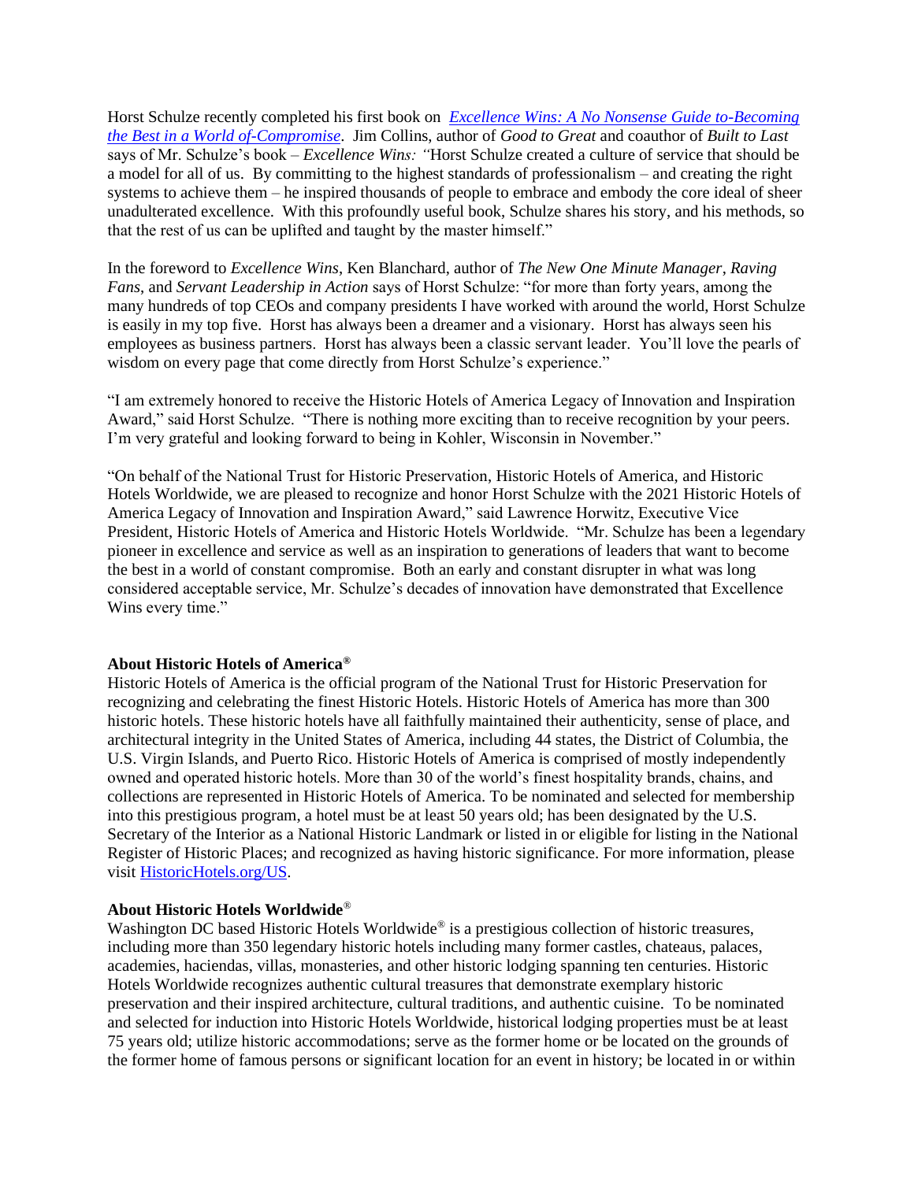Horst Schulze recently completed his first book on *[Excellence Wins: A No Nonsense Guide to-Becoming the Best in a World of-Compromise](#)*. Jim Collins, author of *Good to Great* and coauthor of *Built to Last* says of Mr. Schulze's book – *Excellence Wins: "*Horst Schulze created a culture of service that should be a model for all of us. By committing to the highest standards of professionalism – and creating the right systems to achieve them – he inspired thousands of people to embrace and embody the core ideal of sheer unadulterated excellence. With this profoundly useful book, Schulze shares his story, and his methods, so that the rest of us can be uplifted and taught by the master himself."

In the foreword to *Excellence Wins*, Ken Blanchard, author of *The New One Minute Manager*, *Raving Fans*, and *Servant Leadership in Action* says of Horst Schulze: "for more than forty years, among the many hundreds of top CEOs and company presidents I have worked with around the world, Horst Schulze is easily in my top five. Horst has always been a dreamer and a visionary. Horst has always seen his employees as business partners. Horst has always been a classic servant leader. You'll love the pearls of wisdom on every page that come directly from Horst Schulze's experience."

"I am extremely honored to receive the Historic Hotels of America Legacy of Innovation and Inspiration Award," said Horst Schulze. "There is nothing more exciting than to receive recognition by your peers. I'm very grateful and looking forward to being in Kohler, Wisconsin in November."

"On behalf of the National Trust for Historic Preservation, Historic Hotels of America, and Historic Hotels Worldwide, we are pleased to recognize and honor Horst Schulze with the 2021 Historic Hotels of America Legacy of Innovation and Inspiration Award," said Lawrence Horwitz, Executive Vice President, Historic Hotels of America and Historic Hotels Worldwide. "Mr. Schulze has been a legendary pioneer in excellence and service as well as an inspiration to generations of leaders that want to become the best in a world of constant compromise. Both an early and constant disrupter in what was long considered acceptable service, Mr. Schulze's decades of innovation have demonstrated that Excellence Wins every time."

**About Historic Hotels of America®**

Historic Hotels of America is the official program of the National Trust for Historic Preservation for recognizing and celebrating the finest Historic Hotels. Historic Hotels of America has more than 300 historic hotels. These historic hotels have all faithfully maintained their authenticity, sense of place, and architectural integrity in the United States of America, including 44 states, the District of Columbia, the U.S. Virgin Islands, and Puerto Rico. Historic Hotels of America is comprised of mostly independently owned and operated historic hotels. More than 30 of the world's finest hospitality brands, chains, and collections are represented in Historic Hotels of America. To be nominated and selected for membership into this prestigious program, a hotel must be at least 50 years old; has been designated by the U.S. Secretary of the Interior as a National Historic Landmark or listed in or eligible for listing in the National Register of Historic Places; and recognized as having historic significance. For more information, please visit [HistoricHotels.org/US](#).

**About Historic Hotels Worldwide®**

Washington DC based Historic Hotels Worldwide® is a prestigious collection of historic treasures, including more than 350 legendary historic hotels including many former castles, chateaus, palaces, academies, haciendas, villas, monasteries, and other historic lodging spanning ten centuries. Historic Hotels Worldwide recognizes authentic cultural treasures that demonstrate exemplary historic preservation and their inspired architecture, cultural traditions, and authentic cuisine. To be nominated and selected for induction into Historic Hotels Worldwide, historical lodging properties must be at least 75 years old; utilize historic accommodations; serve as the former home or be located on the grounds of the former home of famous persons or significant location for an event in history; be located in or within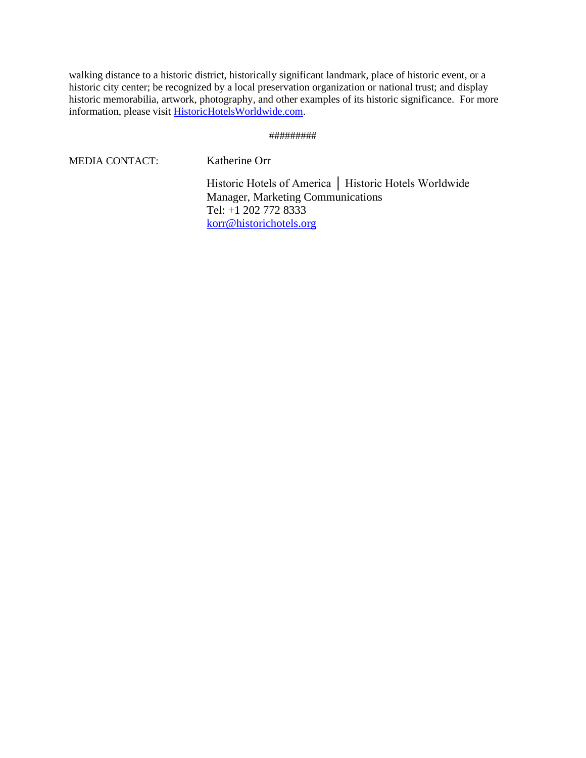walking distance to a historic district, historically significant landmark, place of historic event, or a historic city center; be recognized by a local preservation organization or national trust; and display historic memorabilia, artwork, photography, and other examples of its historic significance. For more information, please visit [HistoricHotelsWorldwide.com](http://HistoricHotelsWorldwide.com).

#########

MEDIA CONTACT: Katherine Orr

Historic Hotels of America │ Historic Hotels Worldwide
Manager, Marketing Communications
Tel: +1 202 772 8333
[korr@historichotels.org](mailto:korr@historichotels.org)